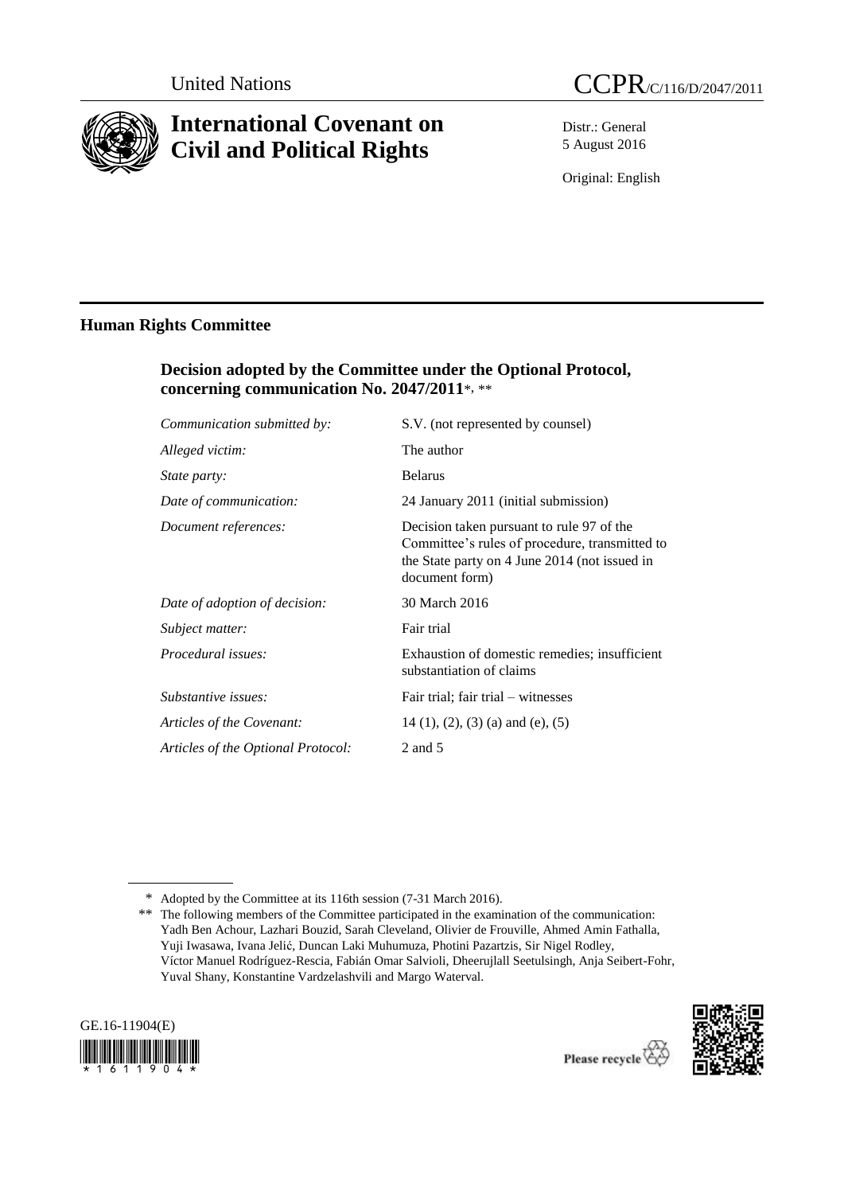United Nations

# CCPR/C/116/D/2047/2011

# International Covenant on Civil and Political Rights

Distr.: General
5 August 2016

Original: English

## Human Rights Committee

### Decision adopted by the Committee under the Optional Protocol, concerning communication No. 2047/2011*, **

| | |
|---|---|
| *Communication submitted by:* | S.V. (not represented by counsel) |
| *Alleged victim:* | The author |
| *State party:* | Belarus |
| *Date of communication:* | 24 January 2011 (initial submission) |
| *Document references:* | Decision taken pursuant to rule 97 of the Committee's rules of procedure, transmitted to the State party on 4 June 2014 (not issued in document form) |
| *Date of adoption of decision:* | 30 March 2016 |
| *Subject matter:* | Fair trial |
| *Procedural issues:* | Exhaustion of domestic remedies; insufficient substantiation of claims |
| *Substantive issues:* | Fair trial; fair trial – witnesses |
| *Articles of the Covenant:* | 14 (1), (2), (3) (a) and (e), (5) |
| *Articles of the Optional Protocol:* | 2 and 5 |

\* Adopted by the Committee at its 116th session (7-31 March 2016).

\*\* The following members of the Committee participated in the examination of the communication: Yadh Ben Achour, Lazhari Bouzid, Sarah Cleveland, Olivier de Frouville, Ahmed Amin Fathalla, Yuji Iwasawa, Ivana Jelić, Duncan Laki Muhumuza, Photini Pazartzis, Sir Nigel Rodley, Víctor Manuel Rodríguez-Rescia, Fabián Omar Salvioli, Dheerujlall Seetulsingh, Anja Seibert-Fohr, Yuval Shany, Konstantine Vardzelashvili and Margo Waterval.

GE.16-11904(E)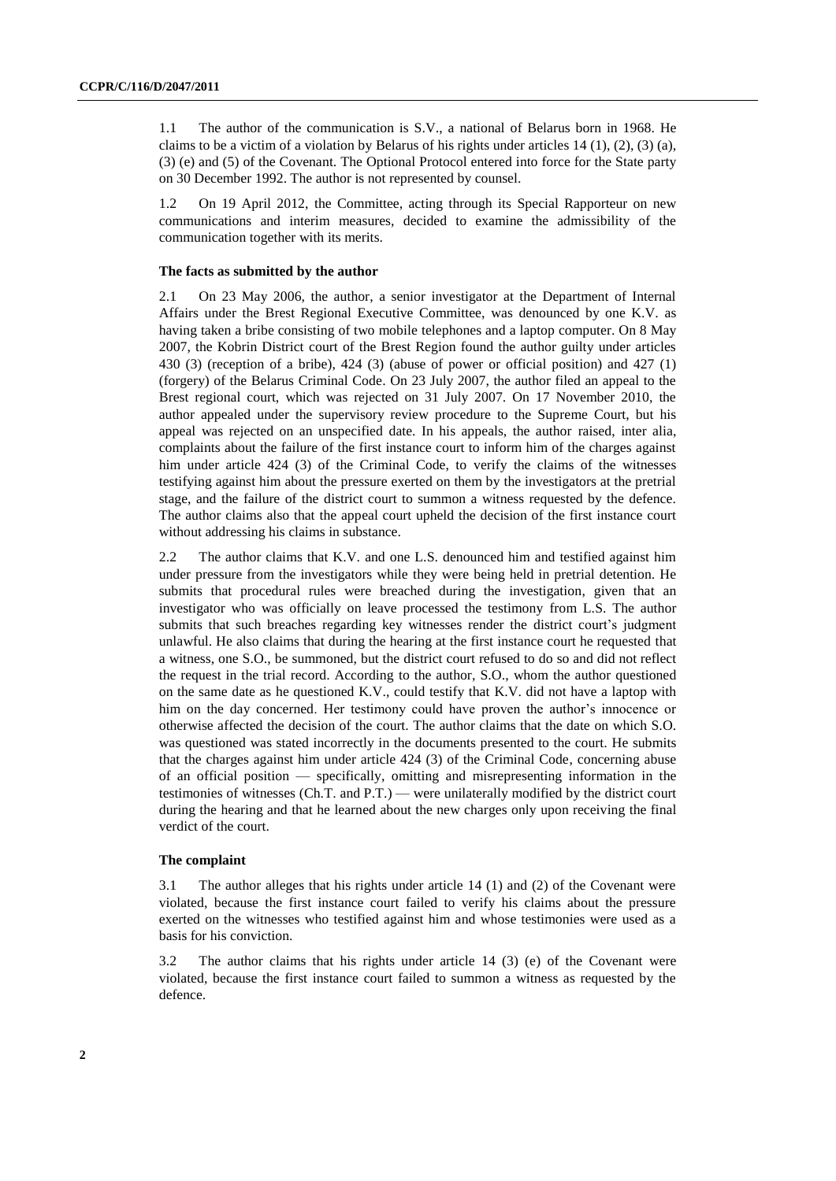1.1 The author of the communication is S.V., a national of Belarus born in 1968. He claims to be a victim of a violation by Belarus of his rights under articles 14 (1), (2), (3) (a), (3) (e) and (5) of the Covenant. The Optional Protocol entered into force for the State party on 30 December 1992. The author is not represented by counsel.

1.2 On 19 April 2012, the Committee, acting through its Special Rapporteur on new communications and interim measures, decided to examine the admissibility of the communication together with its merits.

### The facts as submitted by the author

2.1 On 23 May 2006, the author, a senior investigator at the Department of Internal Affairs under the Brest Regional Executive Committee, was denounced by one K.V. as having taken a bribe consisting of two mobile telephones and a laptop computer. On 8 May 2007, the Kobrin District court of the Brest Region found the author guilty under articles 430 (3) (reception of a bribe), 424 (3) (abuse of power or official position) and 427 (1) (forgery) of the Belarus Criminal Code. On 23 July 2007, the author filed an appeal to the Brest regional court, which was rejected on 31 July 2007. On 17 November 2010, the author appealed under the supervisory review procedure to the Supreme Court, but his appeal was rejected on an unspecified date. In his appeals, the author raised, inter alia, complaints about the failure of the first instance court to inform him of the charges against him under article 424 (3) of the Criminal Code, to verify the claims of the witnesses testifying against him about the pressure exerted on them by the investigators at the pretrial stage, and the failure of the district court to summon a witness requested by the defence. The author claims also that the appeal court upheld the decision of the first instance court without addressing his claims in substance.

2.2 The author claims that K.V. and one L.S. denounced him and testified against him under pressure from the investigators while they were being held in pretrial detention. He submits that procedural rules were breached during the investigation, given that an investigator who was officially on leave processed the testimony from L.S. The author submits that such breaches regarding key witnesses render the district court's judgment unlawful. He also claims that during the hearing at the first instance court he requested that a witness, one S.O., be summoned, but the district court refused to do so and did not reflect the request in the trial record. According to the author, S.O., whom the author questioned on the same date as he questioned K.V., could testify that K.V. did not have a laptop with him on the day concerned. Her testimony could have proven the author's innocence or otherwise affected the decision of the court. The author claims that the date on which S.O. was questioned was stated incorrectly in the documents presented to the court. He submits that the charges against him under article 424 (3) of the Criminal Code, concerning abuse of an official position — specifically, omitting and misrepresenting information in the testimonies of witnesses (Ch.T. and P.T.) — were unilaterally modified by the district court during the hearing and that he learned about the new charges only upon receiving the final verdict of the court.

### The complaint

3.1 The author alleges that his rights under article 14 (1) and (2) of the Covenant were violated, because the first instance court failed to verify his claims about the pressure exerted on the witnesses who testified against him and whose testimonies were used as a basis for his conviction.

3.2 The author claims that his rights under article 14 (3) (e) of the Covenant were violated, because the first instance court failed to summon a witness as requested by the defence.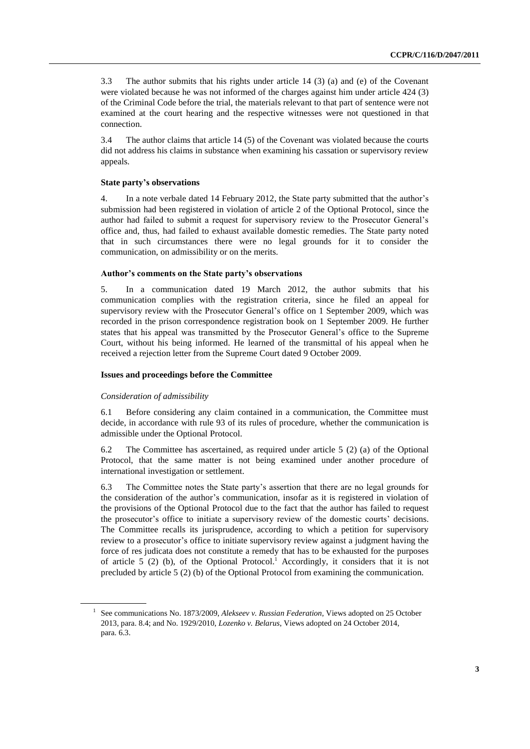3.3 The author submits that his rights under article 14 (3) (a) and (e) of the Covenant were violated because he was not informed of the charges against him under article 424 (3) of the Criminal Code before the trial, the materials relevant to that part of sentence were not examined at the court hearing and the respective witnesses were not questioned in that connection.

3.4 The author claims that article 14 (5) of the Covenant was violated because the courts did not address his claims in substance when examining his cassation or supervisory review appeals.

### State party's observations

4. In a note verbale dated 14 February 2012, the State party submitted that the author's submission had been registered in violation of article 2 of the Optional Protocol, since the author had failed to submit a request for supervisory review to the Prosecutor General's office and, thus, had failed to exhaust available domestic remedies. The State party noted that in such circumstances there were no legal grounds for it to consider the communication, on admissibility or on the merits.

### Author's comments on the State party's observations

5. In a communication dated 19 March 2012, the author submits that his communication complies with the registration criteria, since he filed an appeal for supervisory review with the Prosecutor General's office on 1 September 2009, which was recorded in the prison correspondence registration book on 1 September 2009. He further states that his appeal was transmitted by the Prosecutor General's office to the Supreme Court, without his being informed. He learned of the transmittal of his appeal when he received a rejection letter from the Supreme Court dated 9 October 2009.

### Issues and proceedings before the Committee

*Consideration of admissibility*

6.1 Before considering any claim contained in a communication, the Committee must decide, in accordance with rule 93 of its rules of procedure, whether the communication is admissible under the Optional Protocol.

6.2 The Committee has ascertained, as required under article 5 (2) (a) of the Optional Protocol, that the same matter is not being examined under another procedure of international investigation or settlement.

6.3 The Committee notes the State party's assertion that there are no legal grounds for the consideration of the author's communication, insofar as it is registered in violation of the provisions of the Optional Protocol due to the fact that the author has failed to request the prosecutor's office to initiate a supervisory review of the domestic courts' decisions. The Committee recalls its jurisprudence, according to which a petition for supervisory review to a prosecutor's office to initiate supervisory review against a judgment having the force of res judicata does not constitute a remedy that has to be exhausted for the purposes of article 5 (2) (b), of the Optional Protocol.[1] Accordingly, it considers that it is not precluded by article 5 (2) (b) of the Optional Protocol from examining the communication.

---

[1] See communications No. 1873/2009, *Alekseev v. Russian Federation*, Views adopted on 25 October 2013, para. 8.4; and No. 1929/2010, *Lozenko v. Belarus*, Views adopted on 24 October 2014, para. 6.3.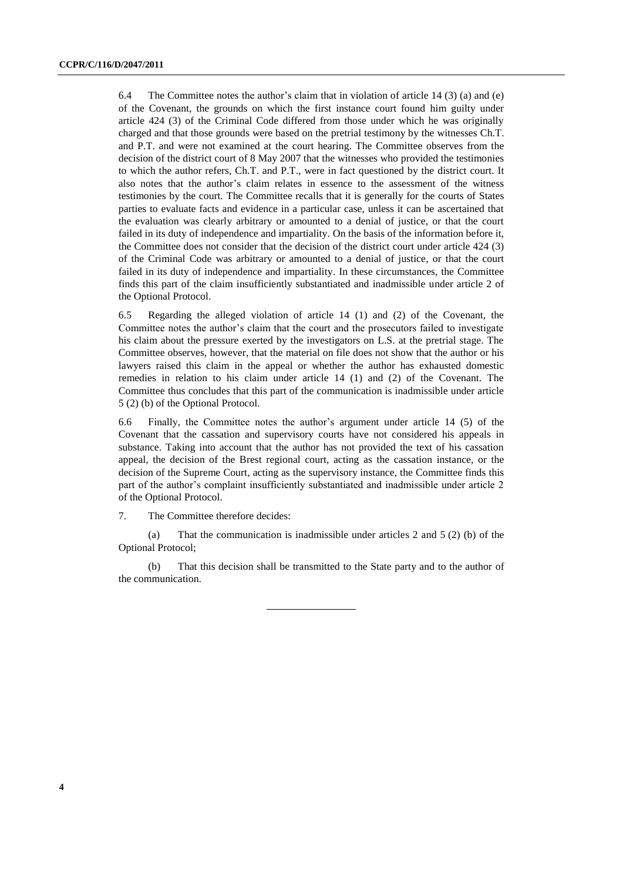6.4 The Committee notes the author's claim that in violation of article 14 (3) (a) and (e) of the Covenant, the grounds on which the first instance court found him guilty under article 424 (3) of the Criminal Code differed from those under which he was originally charged and that those grounds were based on the pretrial testimony by the witnesses Ch.T. and P.T. and were not examined at the court hearing. The Committee observes from the decision of the district court of 8 May 2007 that the witnesses who provided the testimonies to which the author refers, Ch.T. and P.T., were in fact questioned by the district court. It also notes that the author's claim relates in essence to the assessment of the witness testimonies by the court. The Committee recalls that it is generally for the courts of States parties to evaluate facts and evidence in a particular case, unless it can be ascertained that the evaluation was clearly arbitrary or amounted to a denial of justice, or that the court failed in its duty of independence and impartiality. On the basis of the information before it, the Committee does not consider that the decision of the district court under article 424 (3) of the Criminal Code was arbitrary or amounted to a denial of justice, or that the court failed in its duty of independence and impartiality. In these circumstances, the Committee finds this part of the claim insufficiently substantiated and inadmissible under article 2 of the Optional Protocol.

6.5 Regarding the alleged violation of article 14 (1) and (2) of the Covenant, the Committee notes the author's claim that the court and the prosecutors failed to investigate his claim about the pressure exerted by the investigators on L.S. at the pretrial stage. The Committee observes, however, that the material on file does not show that the author or his lawyers raised this claim in the appeal or whether the author has exhausted domestic remedies in relation to his claim under article 14 (1) and (2) of the Covenant. The Committee thus concludes that this part of the communication is inadmissible under article 5 (2) (b) of the Optional Protocol.

6.6 Finally, the Committee notes the author's argument under article 14 (5) of the Covenant that the cassation and supervisory courts have not considered his appeals in substance. Taking into account that the author has not provided the text of his cassation appeal, the decision of the Brest regional court, acting as the cassation instance, or the decision of the Supreme Court, acting as the supervisory instance, the Committee finds this part of the author's complaint insufficiently substantiated and inadmissible under article 2 of the Optional Protocol.

7. The Committee therefore decides:

(a) That the communication is inadmissible under articles 2 and 5 (2) (b) of the Optional Protocol;

(b) That this decision shall be transmitted to the State party and to the author of the communication.